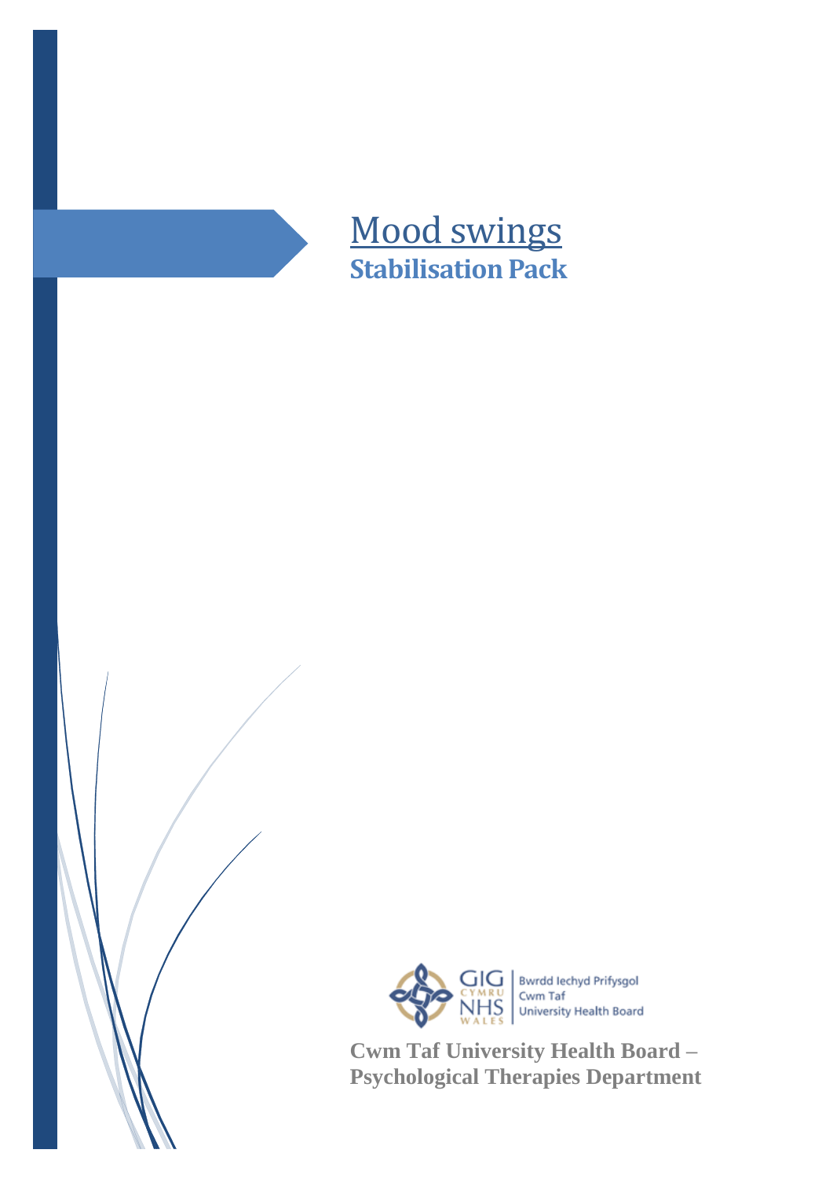# Mood swings

## Stabilisation Pack

Bwrdd Iechyd Prifysgol Cwm Taf
University Health Board

**Cwm Taf University Health Board – Psychological Therapies Department**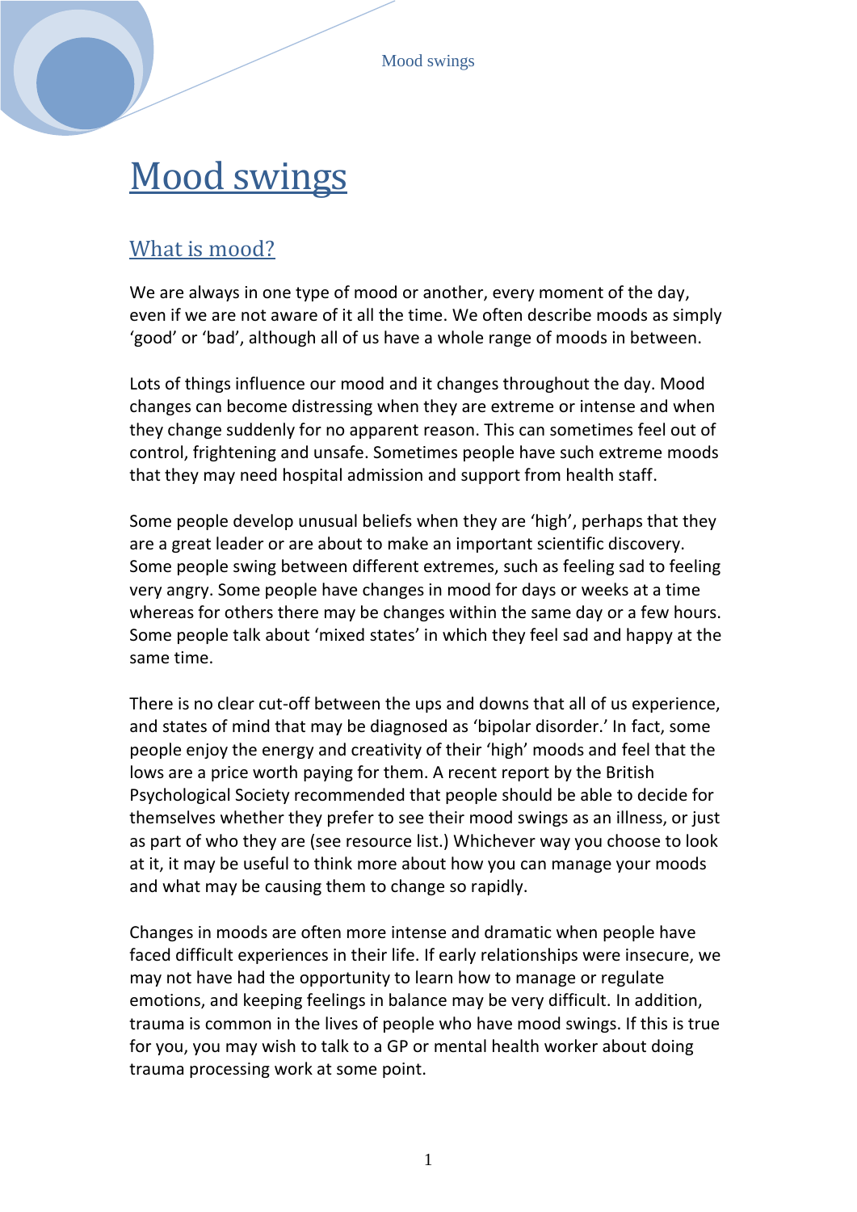# Mood swings

## What is mood?

We are always in one type of mood or another, every moment of the day, even if we are not aware of it all the time. We often describe moods as simply ‘good’ or ‘bad’, although all of us have a whole range of moods in between.

Lots of things influence our mood and it changes throughout the day. Mood changes can become distressing when they are extreme or intense and when they change suddenly for no apparent reason. This can sometimes feel out of control, frightening and unsafe. Sometimes people have such extreme moods that they may need hospital admission and support from health staff.

Some people develop unusual beliefs when they are ‘high’, perhaps that they are a great leader or are about to make an important scientific discovery. Some people swing between different extremes, such as feeling sad to feeling very angry. Some people have changes in mood for days or weeks at a time whereas for others there may be changes within the same day or a few hours. Some people talk about ‘mixed states’ in which they feel sad and happy at the same time.

There is no clear cut-off between the ups and downs that all of us experience, and states of mind that may be diagnosed as ‘bipolar disorder.’ In fact, some people enjoy the energy and creativity of their ‘high’ moods and feel that the lows are a price worth paying for them. A recent report by the British Psychological Society recommended that people should be able to decide for themselves whether they prefer to see their mood swings as an illness, or just as part of who they are (see resource list.) Whichever way you choose to look at it, it may be useful to think more about how you can manage your moods and what may be causing them to change so rapidly.

Changes in moods are often more intense and dramatic when people have faced difficult experiences in their life. If early relationships were insecure, we may not have had the opportunity to learn how to manage or regulate emotions, and keeping feelings in balance may be very difficult. In addition, trauma is common in the lives of people who have mood swings. If this is true for you, you may wish to talk to a GP or mental health worker about doing trauma processing work at some point.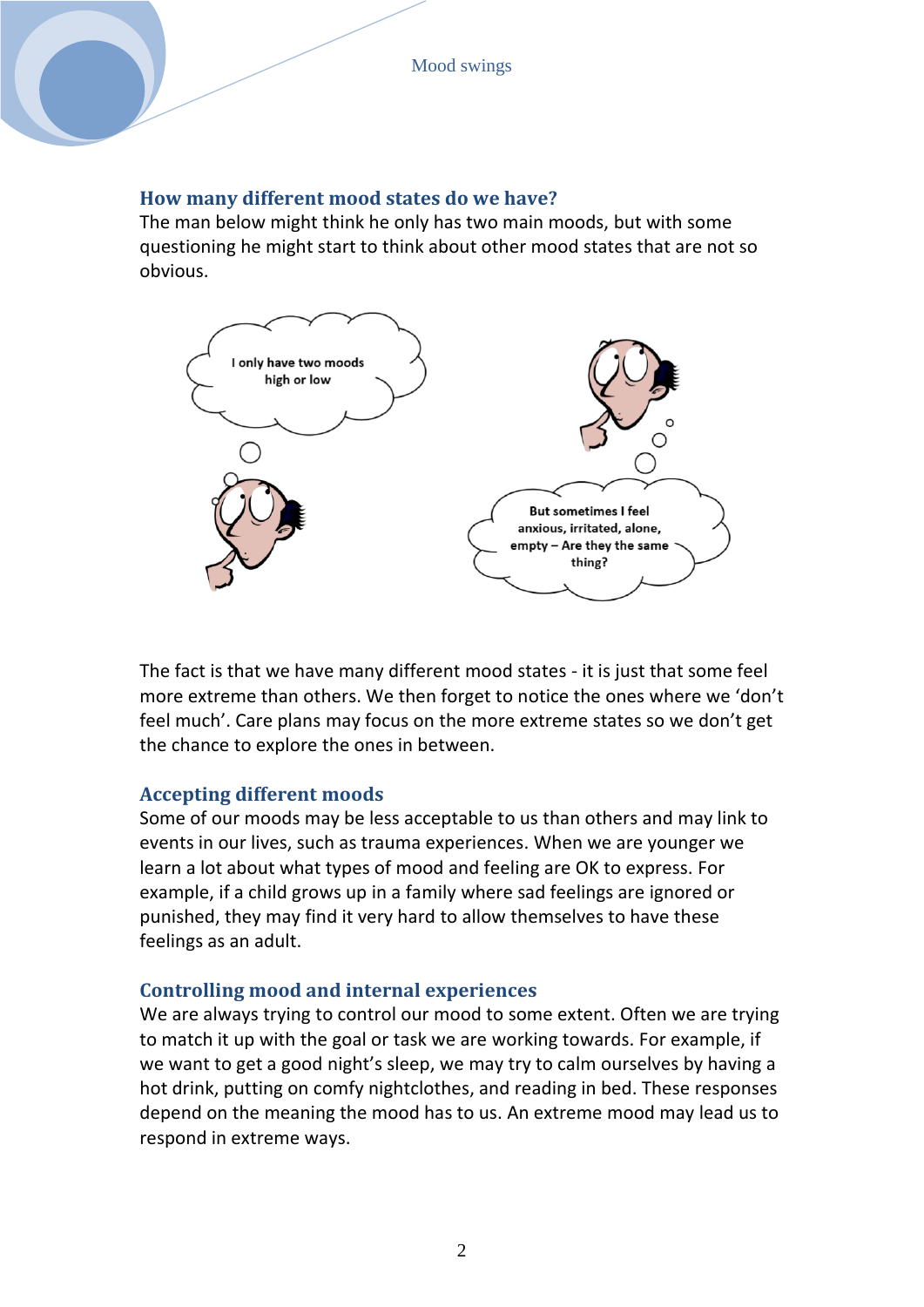## How many different mood states do we have?

The man below might think he only has two main moods, but with some questioning he might start to think about other mood states that are not so obvious.

I only have two moods high or low

But sometimes I feel anxious, irritated, alone, empty – Are they the same thing?

The fact is that we have many different mood states - it is just that some feel more extreme than others. We then forget to notice the ones where we 'don't feel much'. Care plans may focus on the more extreme states so we don't get the chance to explore the ones in between.

## Accepting different moods

Some of our moods may be less acceptable to us than others and may link to events in our lives, such as trauma experiences. When we are younger we learn a lot about what types of mood and feeling are OK to express. For example, if a child grows up in a family where sad feelings are ignored or punished, they may find it very hard to allow themselves to have these feelings as an adult.

## Controlling mood and internal experiences

We are always trying to control our mood to some extent. Often we are trying to match it up with the goal or task we are working towards. For example, if we want to get a good night's sleep, we may try to calm ourselves by having a hot drink, putting on comfy nightclothes, and reading in bed. These responses depend on the meaning the mood has to us. An extreme mood may lead us to respond in extreme ways.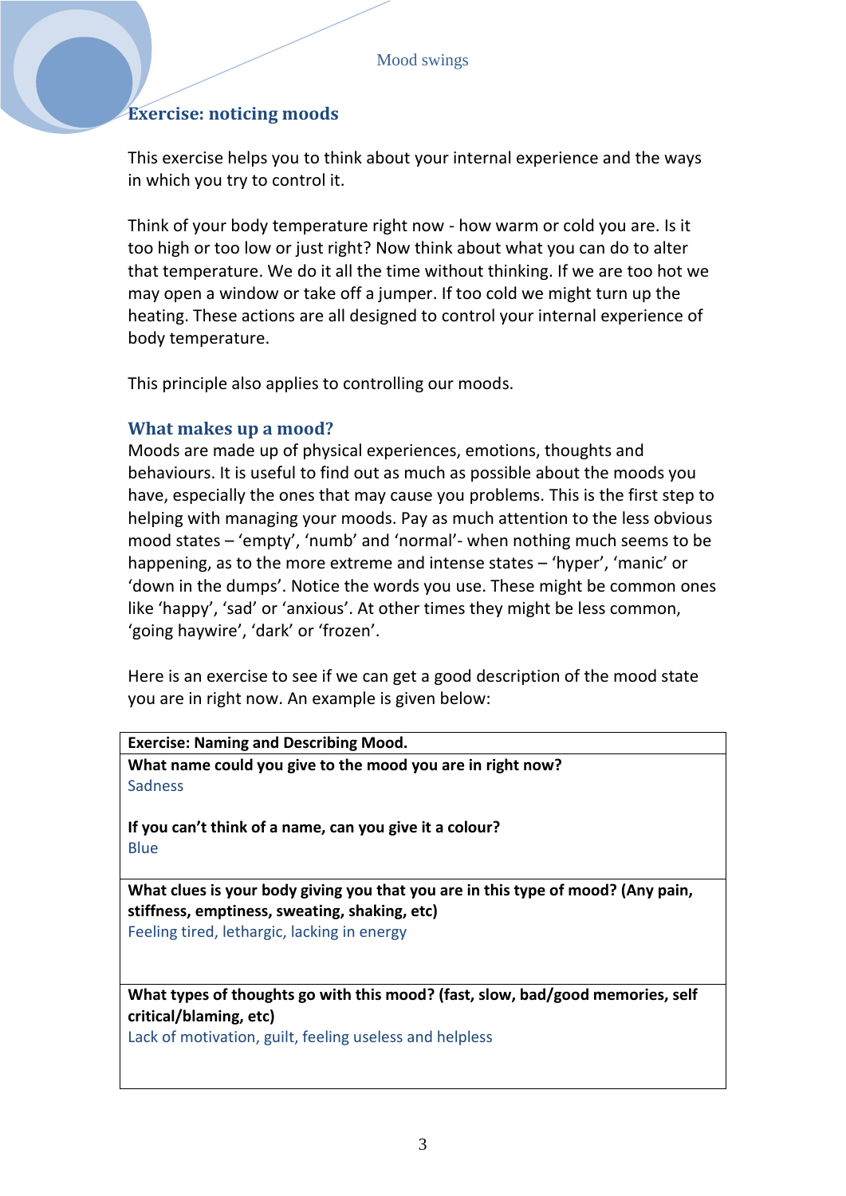## Exercise: noticing moods

This exercise helps you to think about your internal experience and the ways in which you try to control it.

Think of your body temperature right now - how warm or cold you are. Is it too high or too low or just right? Now think about what you can do to alter that temperature. We do it all the time without thinking. If we are too hot we may open a window or take off a jumper. If too cold we might turn up the heating. These actions are all designed to control your internal experience of body temperature.

This principle also applies to controlling our moods.

### What makes up a mood?

Moods are made up of physical experiences, emotions, thoughts and behaviours. It is useful to find out as much as possible about the moods you have, especially the ones that may cause you problems. This is the first step to helping with managing your moods. Pay as much attention to the less obvious mood states – 'empty', 'numb' and 'normal'- when nothing much seems to be happening, as to the more extreme and intense states – 'hyper', 'manic' or 'down in the dumps'. Notice the words you use. These might be common ones like 'happy', 'sad' or 'anxious'. At other times they might be less common, 'going haywire', 'dark' or 'frozen'.

Here is an exercise to see if we can get a good description of the mood state you are in right now. An example is given below:

| **Exercise: Naming and Describing Mood.** |
|---|
| **What name could you give to the mood you are in right now?**<br>Sadness<br><br>**If you can't think of a name, can you give it a colour?**<br>Blue |
| **What clues is your body giving you that you are in this type of mood? (Any pain, stiffness, emptiness, sweating, shaking, etc)**<br>Feeling tired, lethargic, lacking in energy |
| **What types of thoughts go with this mood? (fast, slow, bad/good memories, self critical/blaming, etc)**<br>Lack of motivation, guilt, feeling useless and helpless |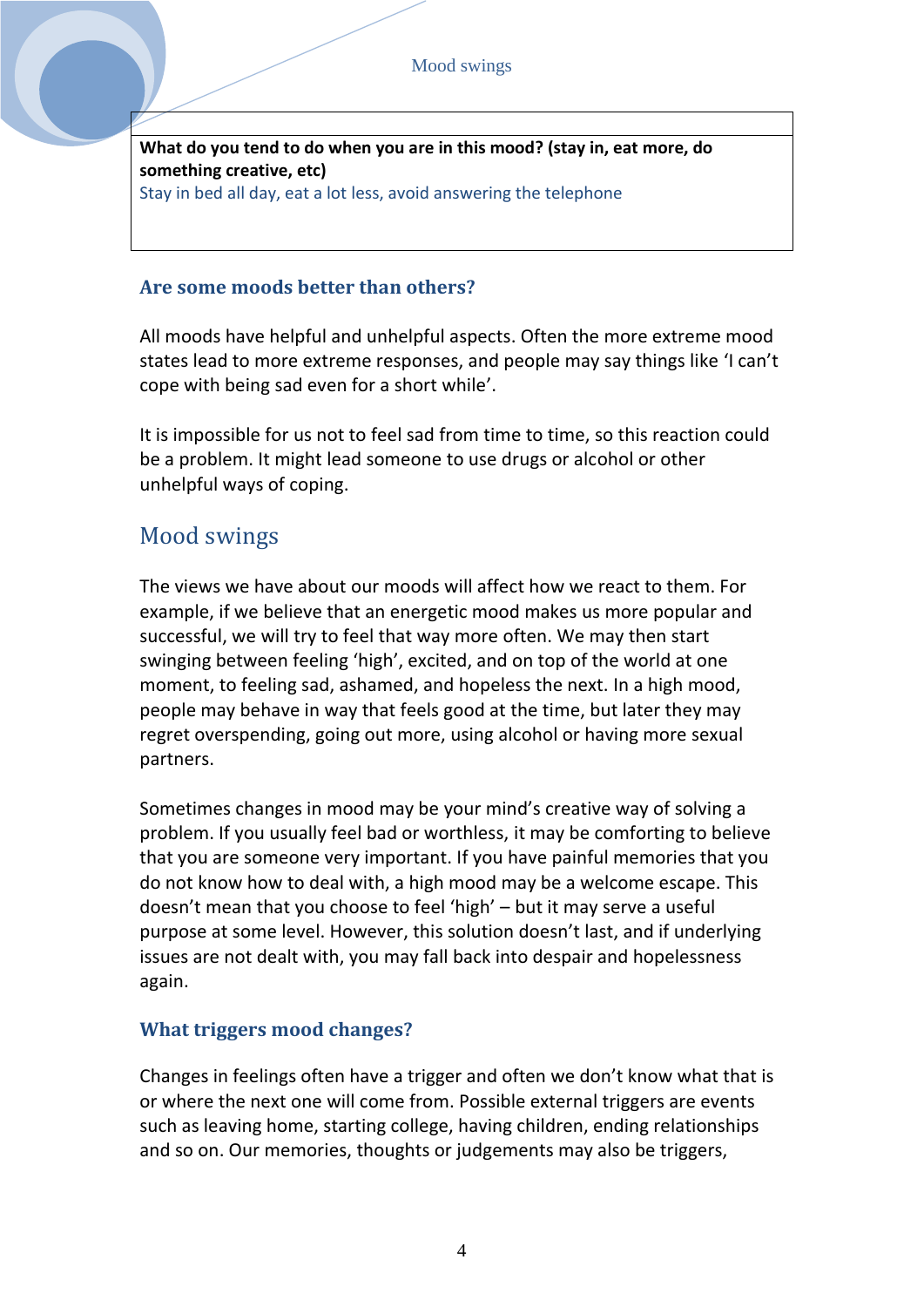| What do you tend to do when you are in this mood? (stay in, eat more, do something creative, etc) |
| --- |
| Stay in bed all day, eat a lot less, avoid answering the telephone |

### Are some moods better than others?

All moods have helpful and unhelpful aspects. Often the more extreme mood states lead to more extreme responses, and people may say things like 'I can't cope with being sad even for a short while'.

It is impossible for us not to feel sad from time to time, so this reaction could be a problem. It might lead someone to use drugs or alcohol or other unhelpful ways of coping.

## Mood swings

The views we have about our moods will affect how we react to them. For example, if we believe that an energetic mood makes us more popular and successful, we will try to feel that way more often. We may then start swinging between feeling 'high', excited, and on top of the world at one moment, to feeling sad, ashamed, and hopeless the next. In a high mood, people may behave in way that feels good at the time, but later they may regret overspending, going out more, using alcohol or having more sexual partners.

Sometimes changes in mood may be your mind's creative way of solving a problem. If you usually feel bad or worthless, it may be comforting to believe that you are someone very important. If you have painful memories that you do not know how to deal with, a high mood may be a welcome escape. This doesn't mean that you choose to feel 'high' – but it may serve a useful purpose at some level. However, this solution doesn't last, and if underlying issues are not dealt with, you may fall back into despair and hopelessness again.

### What triggers mood changes?

Changes in feelings often have a trigger and often we don't know what that is or where the next one will come from. Possible external triggers are events such as leaving home, starting college, having children, ending relationships and so on. Our memories, thoughts or judgements may also be triggers,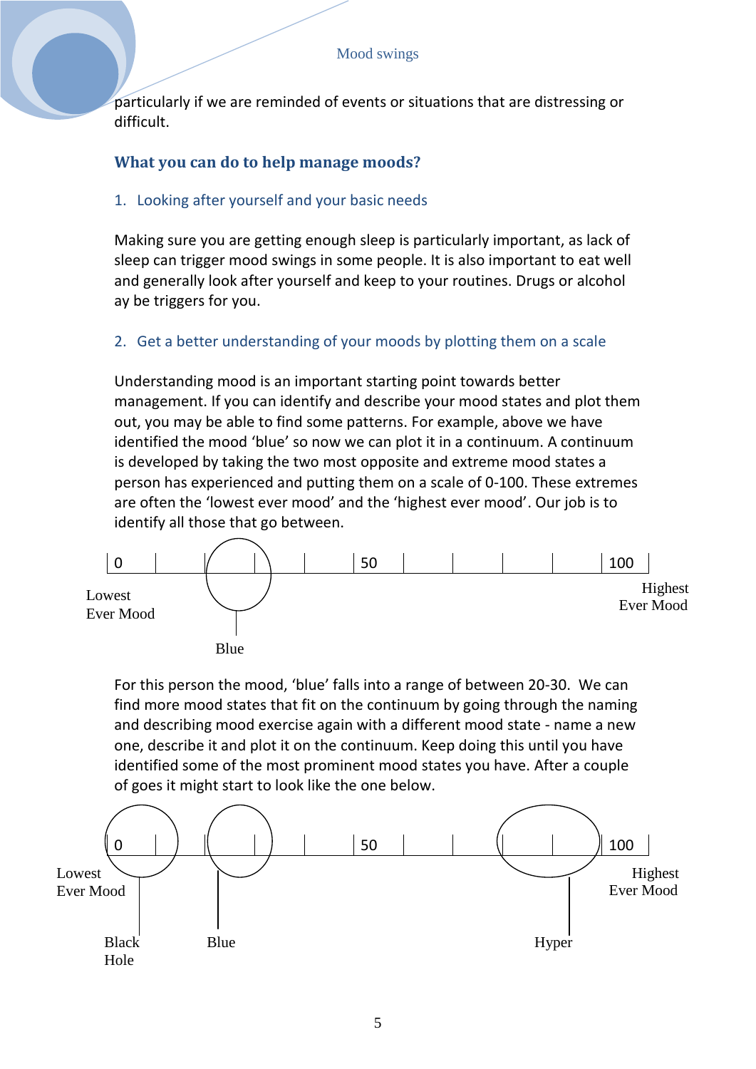particularly if we are reminded of events or situations that are distressing or difficult.

## What you can do to help manage moods?

### 1. Looking after yourself and your basic needs

Making sure you are getting enough sleep is particularly important, as lack of sleep can trigger mood swings in some people. It is also important to eat well and generally look after yourself and keep to your routines. Drugs or alcohol ay be triggers for you.

### 2. Get a better understanding of your moods by plotting them on a scale

Understanding mood is an important starting point towards better management. If you can identify and describe your mood states and plot them out, you may be able to find some patterns. For example, above we have identified the mood 'blue' so now we can plot it in a continuum. A continuum is developed by taking the two most opposite and extreme mood states a person has experienced and putting them on a scale of 0-100. These extremes are often the 'lowest ever mood' and the 'highest ever mood'. Our job is to identify all those that go between.

0 | 50 | 100

Lowest Ever Mood — Highest Ever Mood

Blue

For this person the mood, 'blue' falls into a range of between 20-30. We can find more mood states that fit on the continuum by going through the naming and describing mood exercise again with a different mood state - name a new one, describe it and plot it on the continuum. Keep doing this until you have identified some of the most prominent mood states you have. After a couple of goes it might start to look like the one below.

0 | 50 | 100

Lowest Ever Mood — Highest Ever Mood

Black Hole — Blue — Hyper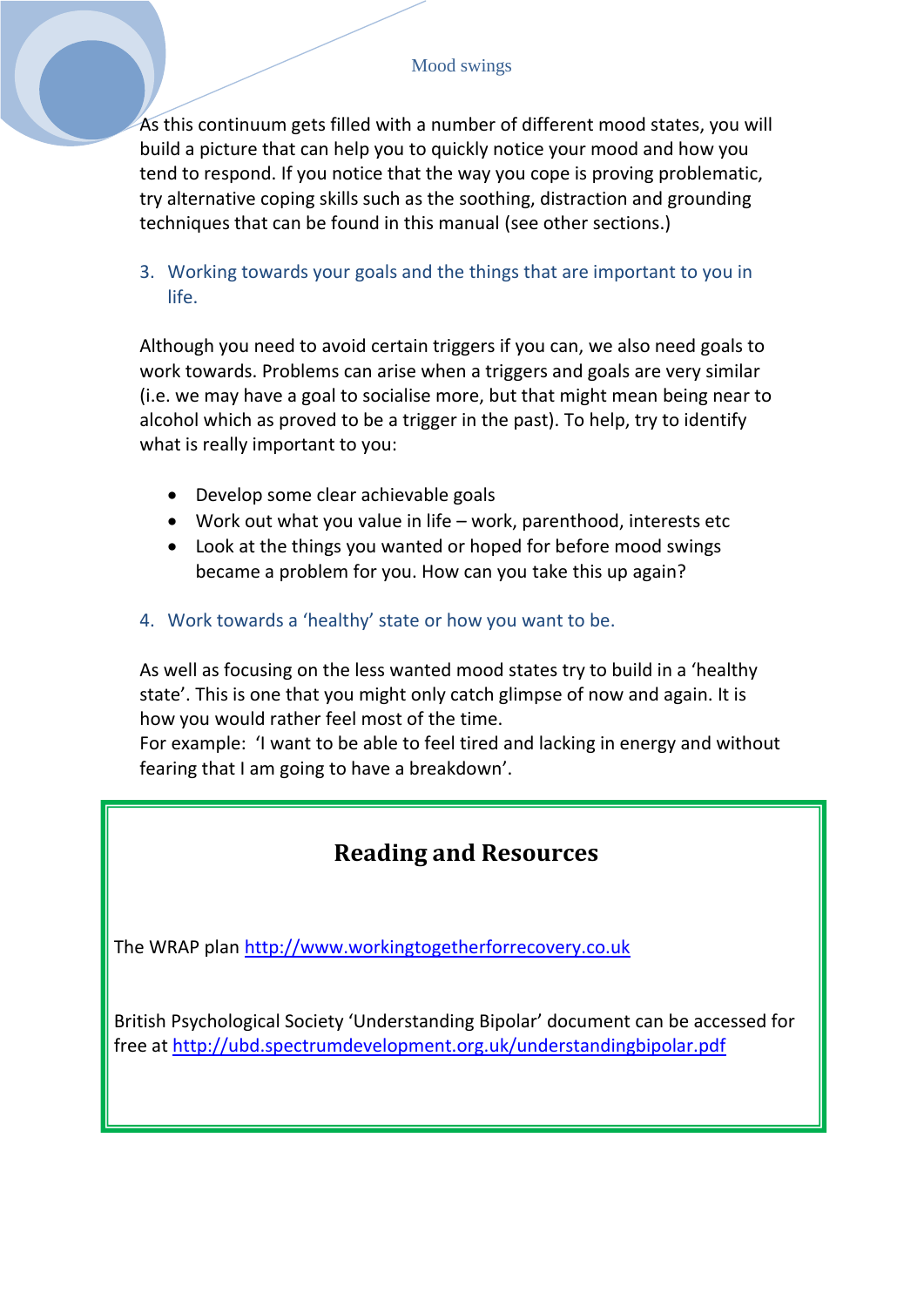As this continuum gets filled with a number of different mood states, you will build a picture that can help you to quickly notice your mood and how you tend to respond. If you notice that the way you cope is proving problematic, try alternative coping skills such as the soothing, distraction and grounding techniques that can be found in this manual (see other sections.)

3. Working towards your goals and the things that are important to you in life.

Although you need to avoid certain triggers if you can, we also need goals to work towards. Problems can arise when a triggers and goals are very similar (i.e. we may have a goal to socialise more, but that might mean being near to alcohol which as proved to be a trigger in the past). To help, try to identify what is really important to you:

- Develop some clear achievable goals
- Work out what you value in life – work, parenthood, interests etc
- Look at the things you wanted or hoped for before mood swings became a problem for you. How can you take this up again?

4. Work towards a 'healthy' state or how you want to be.

As well as focusing on the less wanted mood states try to build in a 'healthy state'. This is one that you might only catch glimpse of now and again. It is how you would rather feel most of the time.
For example: 'I want to be able to feel tired and lacking in energy and without fearing that I am going to have a breakdown'.

## Reading and Resources

The WRAP plan http://www.workingtogetherforrecovery.co.uk

British Psychological Society 'Understanding Bipolar' document can be accessed for free at http://ubd.spectrumdevelopment.org.uk/understandingbipolar.pdf